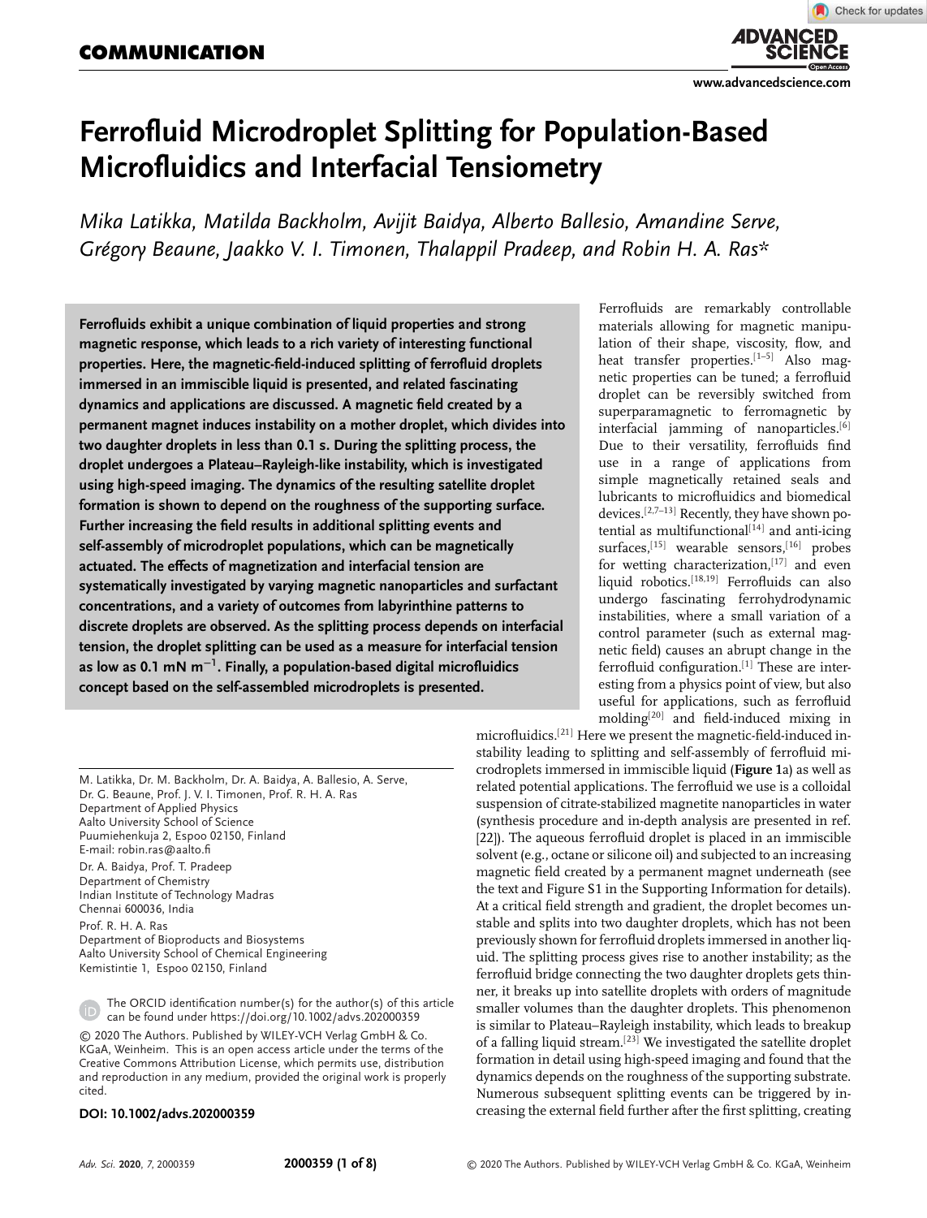# Ferrofluid Microdroplet Splitting for Population-Based Microfluidics and Interfacial Tensiometry

*Mika Latikka, Matilda Backholm, Avijit Baidya, Alberto Ballesio, Amandine Serve, Grégory Beaune, Jaakko V. I. Timonen, Thalappil Pradeep, and Robin H. A. Ras\**

**Ferrofluids exhibit a unique combination of liquid properties and strong magnetic response, which leads to a rich variety of interesting functional properties. Here, the magnetic-field-induced splitting of ferrofluid droplets immersed in an immiscible liquid is presented, and related fascinating dynamics and applications are discussed. A magnetic field created by a permanent magnet induces instability on a mother droplet, which divides into two daughter droplets in less than 0.1 s. During the splitting process, the droplet undergoes a Plateau–Rayleigh-like instability, which is investigated using high-speed imaging. The dynamics of the resulting satellite droplet formation is shown to depend on the roughness of the supporting surface. Further increasing the field results in additional splitting events and self-assembly of microdroplet populations, which can be magnetically actuated. The effects of magnetization and interfacial tension are systematically investigated by varying magnetic nanoparticles and surfactant concentrations, and a variety of outcomes from labyrinthine patterns to discrete droplets are observed. As the splitting process depends on interfacial tension, the droplet splitting can be used as a measure for interfacial tension as low as 0.1 mN m$^{-1}$. Finally, a population-based digital microfluidics concept based on the self-assembled microdroplets is presented.**

Ferrofluids are remarkably controllable materials allowing for magnetic manipulation of their shape, viscosity, flow, and heat transfer properties.[1–5] Also magnetic properties can be tuned; a ferrofluid droplet can be reversibly switched from superparamagnetic to ferromagnetic by interfacial jamming of nanoparticles.[6] Due to their versatility, ferrofluids find use in a range of applications from simple magnetically retained seals and lubricants to microfluidics and biomedical devices.[2,7–13] Recently, they have shown potential as multifunctional[14] and anti-icing surfaces,[15] wearable sensors,[16] probes for wetting characterization,[17] and even liquid robotics.[18,19] Ferrofluids can also undergo fascinating ferrohydrodynamic instabilities, where a small variation of a control parameter (such as external magnetic field) causes an abrupt change in the ferrofluid configuration.[1] These are interesting from a physics point of view, but also useful for applications, such as ferrofluid molding[20] and field-induced mixing in microfluidics.[21] Here we present the magnetic-field-induced instability leading to splitting and self-assembly of ferrofluid microdroplets immersed in immiscible liquid (**Figure 1**a) as well as related potential applications. The ferrofluid we use is a colloidal suspension of citrate-stabilized magnetite nanoparticles in water (synthesis procedure and in-depth analysis are presented in ref. [22]). The aqueous ferrofluid droplet is placed in an immiscible solvent (e.g., octane or silicone oil) and subjected to an increasing magnetic field created by a permanent magnet underneath (see the text and Figure S1 in the Supporting Information for details). At a critical field strength and gradient, the droplet becomes unstable and splits into two daughter droplets, which has not been previously shown for ferrofluid droplets immersed in another liquid. The splitting process gives rise to another instability; as the ferrofluid bridge connecting the two daughter droplets gets thinner, it breaks up into satellite droplets with orders of magnitude smaller volumes than the daughter droplets. This phenomenon is similar to Plateau–Rayleigh instability, which leads to breakup of a falling liquid stream.[23] We investigated the satellite droplet formation in detail using high-speed imaging and found that the dynamics depends on the roughness of the supporting substrate. Numerous subsequent splitting events can be triggered by increasing the external field further after the first splitting, creating

M. Latikka, Dr. M. Backholm, Dr. A. Baidya, A. Ballesio, A. Serve, Dr. G. Beaune, Prof. J. V. I. Timonen, Prof. R. H. A. Ras
Department of Applied Physics
Aalto University School of Science
Puumiehenkuja 2, Espoo 02150, Finland
E-mail: robin.ras@aalto.fi

Dr. A. Baidya, Prof. T. Pradeep
Department of Chemistry
Indian Institute of Technology Madras
Chennai 600036, India

Prof. R. H. A. Ras
Department of Bioproducts and Biosystems
Aalto University School of Chemical Engineering
Kemistintie 1, Espoo 02150, Finland

The ORCID identification number(s) for the author(s) of this article can be found under https://doi.org/10.1002/advs.202000359

© 2020 The Authors. Published by WILEY-VCH Verlag GmbH & Co. KGaA, Weinheim. This is an open access article under the terms of the Creative Commons Attribution License, which permits use, distribution and reproduction in any medium, provided the original work is properly cited.

**DOI: 10.1002/advs.202000359**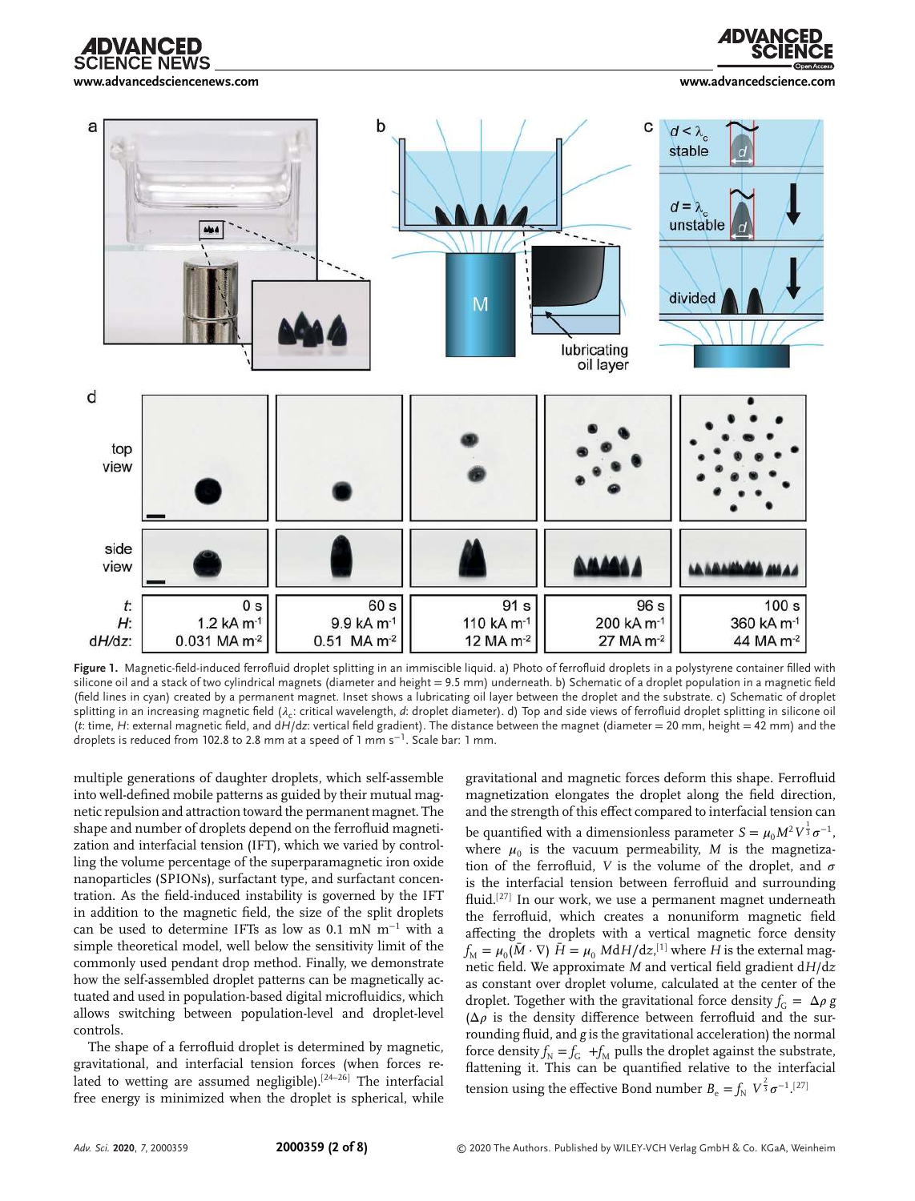Figure 1. Magnetic-field-induced ferrofluid droplet splitting in an immiscible liquid. a) Photo of ferrofluid droplets in a polystyrene container filled with silicone oil and a stack of two cylindrical magnets (diameter and height = 9.5 mm) underneath. b) Schematic of a droplet population in a magnetic field (field lines in cyan) created by a permanent magnet. Inset shows a lubricating oil layer between the droplet and the substrate. c) Schematic of droplet splitting in an increasing magnetic field ($\lambda_c$: critical wavelength, $d$: droplet diameter). d) Top and side views of ferrofluid droplet splitting in silicone oil ($t$: time, $H$: external magnetic field, and $dH/dz$: vertical field gradient). The distance between the magnet (diameter = 20 mm, height = 42 mm) and the droplets is reduced from 102.8 to 2.8 mm at a speed of 1 mm $s^{-1}$. Scale bar: 1 mm.

multiple generations of daughter droplets, which self-assemble into well-defined mobile patterns as guided by their mutual magnetic repulsion and attraction toward the permanent magnet. The shape and number of droplets depend on the ferrofluid magnetization and interfacial tension (IFT), which we varied by controlling the volume percentage of the superparamagnetic iron oxide nanoparticles (SPIONs), surfactant type, and surfactant concentration. As the field-induced instability is governed by the IFT in addition to the magnetic field, the size of the split droplets can be used to determine IFTs as low as 0.1 mN $m^{-1}$ with a simple theoretical model, well below the sensitivity limit of the commonly used pendant drop method. Finally, we demonstrate how the self-assembled droplet patterns can be magnetically actuated and used in population-based digital microfluidics, which allows switching between population-level and droplet-level controls.

The shape of a ferrofluid droplet is determined by magnetic, gravitational, and interfacial tension forces (when forces related to wetting are assumed negligible).[24–26] The interfacial free energy is minimized when the droplet is spherical, while gravitational and magnetic forces deform this shape. Ferrofluid magnetization elongates the droplet along the field direction, and the strength of this effect compared to interfacial tension can be quantified with a dimensionless parameter $S = \mu_0 M^2 V^{\frac{1}{3}} \sigma^{-1}$, where $\mu_0$ is the vacuum permeability, $M$ is the magnetization of the ferrofluid, $V$ is the volume of the droplet, and $\sigma$ is the interfacial tension between ferrofluid and surrounding fluid.[27] In our work, we use a permanent magnet underneath the ferrofluid, which creates a nonuniform magnetic field affecting the droplets with a vertical magnetic force density $f_M = \mu_0(\vec{M} \cdot \nabla)\,\vec{H} = \mu_0\, M dH/dz$,[1] where $H$ is the external magnetic field. We approximate $M$ and vertical field gradient $dH/dz$ as constant over droplet volume, calculated at the center of the droplet. Together with the gravitational force density $f_G = \Delta\rho\, g$ ($\Delta\rho$ is the density difference between ferrofluid and the surrounding fluid, and $g$ is the gravitational acceleration) the normal force density $f_N = f_G + f_M$ pulls the droplet against the substrate, flattening it. This can be quantified relative to the interfacial tension using the effective Bond number $B_e = f_N\, V^{\frac{2}{3}} \sigma^{-1}$.[27]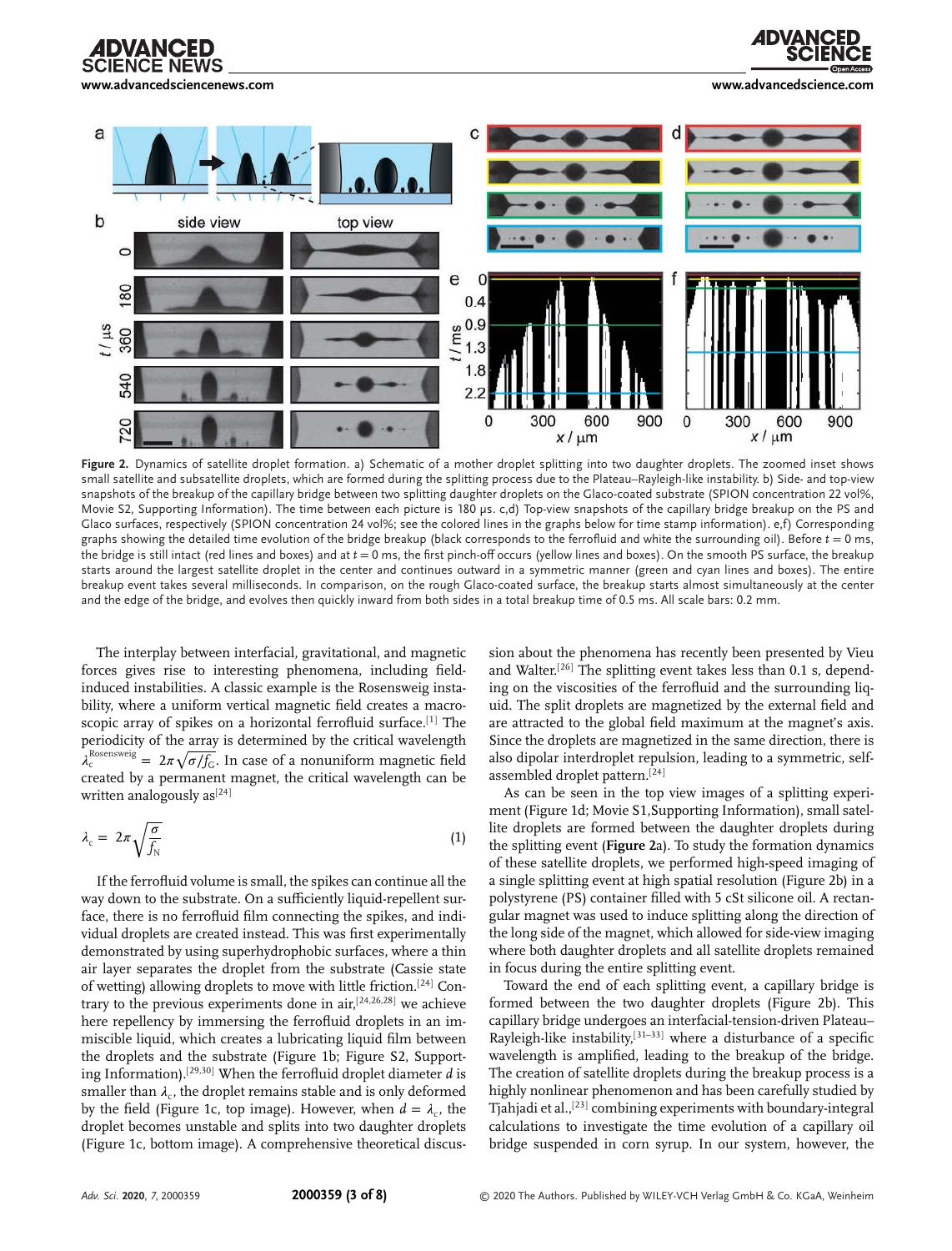**Figure 2.** Dynamics of satellite droplet formation. a) Schematic of a mother droplet splitting into two daughter droplets. The zoomed inset shows small satellite and subsatellite droplets, which are formed during the splitting process due to the Plateau–Rayleigh-like instability. b) Side- and top-view snapshots of the breakup of the capillary bridge between two splitting daughter droplets on the Glaco-coated substrate (SPION concentration 22 vol%, Movie S2, Supporting Information). The time between each picture is 180 µs. c,d) Top-view snapshots of the capillary bridge breakup on the PS and Glaco surfaces, respectively (SPION concentration 24 vol%; see the colored lines in the graphs below for time stamp information). e,f) Corresponding graphs showing the detailed time evolution of the bridge breakup (black corresponds to the ferrofluid and white the surrounding oil). Before $t = 0$ ms, the bridge is still intact (red lines and boxes) and at $t = 0$ ms, the first pinch-off occurs (yellow lines and boxes). On the smooth PS surface, the breakup starts around the largest satellite droplet in the center and continues outward in a symmetric manner (green and cyan lines and boxes). The entire breakup event takes several milliseconds. In comparison, on the rough Glaco-coated surface, the breakup starts almost simultaneously at the center and the edge of the bridge, and evolves then quickly inward from both sides in a total breakup time of 0.5 ms. All scale bars: 0.2 mm.

The interplay between interfacial, gravitational, and magnetic forces gives rise to interesting phenomena, including field-induced instabilities. A classic example is the Rosensweig instability, where a uniform vertical magnetic field creates a macroscopic array of spikes on a horizontal ferrofluid surface.[1] The periodicity of the array is determined by the critical wavelength $\lambda_c^{\text{Rosensweig}} = 2\pi\sqrt{\sigma/f_G}$. In case of a nonuniform magnetic field created by a permanent magnet, the critical wavelength can be written analogously as[24]

$$\lambda_c = 2\pi\sqrt{\frac{\sigma}{f_N}} \tag{1}$$

If the ferrofluid volume is small, the spikes can continue all the way down to the substrate. On a sufficiently liquid-repellent surface, there is no ferrofluid film connecting the spikes, and individual droplets are created instead. This was first experimentally demonstrated by using superhydrophobic surfaces, where a thin air layer separates the droplet from the substrate (Cassie state of wetting) allowing droplets to move with little friction.[24] Contrary to the previous experiments done in air,[24,26,28] we achieve here repellency by immersing the ferrofluid droplets in an immiscible liquid, which creates a lubricating liquid film between the droplets and the substrate (Figure 1b; Figure S2, Supporting Information).[29,30] When the ferrofluid droplet diameter $d$ is smaller than $\lambda_c$, the droplet remains stable and is only deformed by the field (Figure 1c, top image). However, when $d = \lambda_c$, the droplet becomes unstable and splits into two daughter droplets (Figure 1c, bottom image). A comprehensive theoretical discussion about the phenomena has recently been presented by Vieu and Walter.[26] The splitting event takes less than 0.1 s, depending on the viscosities of the ferrofluid and the surrounding liquid. The split droplets are magnetized by the external field and are attracted to the global field maximum at the magnet's axis. Since the droplets are magnetized in the same direction, there is also dipolar interdroplet repulsion, leading to a symmetric, self-assembled droplet pattern.[24]

As can be seen in the top view images of a splitting experiment (Figure 1d; Movie S1,Supporting Information), small satellite droplets are formed between the daughter droplets during the splitting event (**Figure 2**a). To study the formation dynamics of these satellite droplets, we performed high-speed imaging of a single splitting event at high spatial resolution (Figure 2b) in a polystyrene (PS) container filled with 5 cSt silicone oil. A rectangular magnet was used to induce splitting along the direction of the long side of the magnet, which allowed for side-view imaging where both daughter droplets and all satellite droplets remained in focus during the entire splitting event.

Toward the end of each splitting event, a capillary bridge is formed between the two daughter droplets (Figure 2b). This capillary bridge undergoes an interfacial-tension-driven Plateau–Rayleigh-like instability,[31–33] where a disturbance of a specific wavelength is amplified, leading to the breakup of the bridge. The creation of satellite droplets during the breakup process is a highly nonlinear phenomenon and has been carefully studied by Tjahjadi et al.,[23] combining experiments with boundary-integral calculations to investigate the time evolution of a capillary oil bridge suspended in corn syrup. In our system, however, the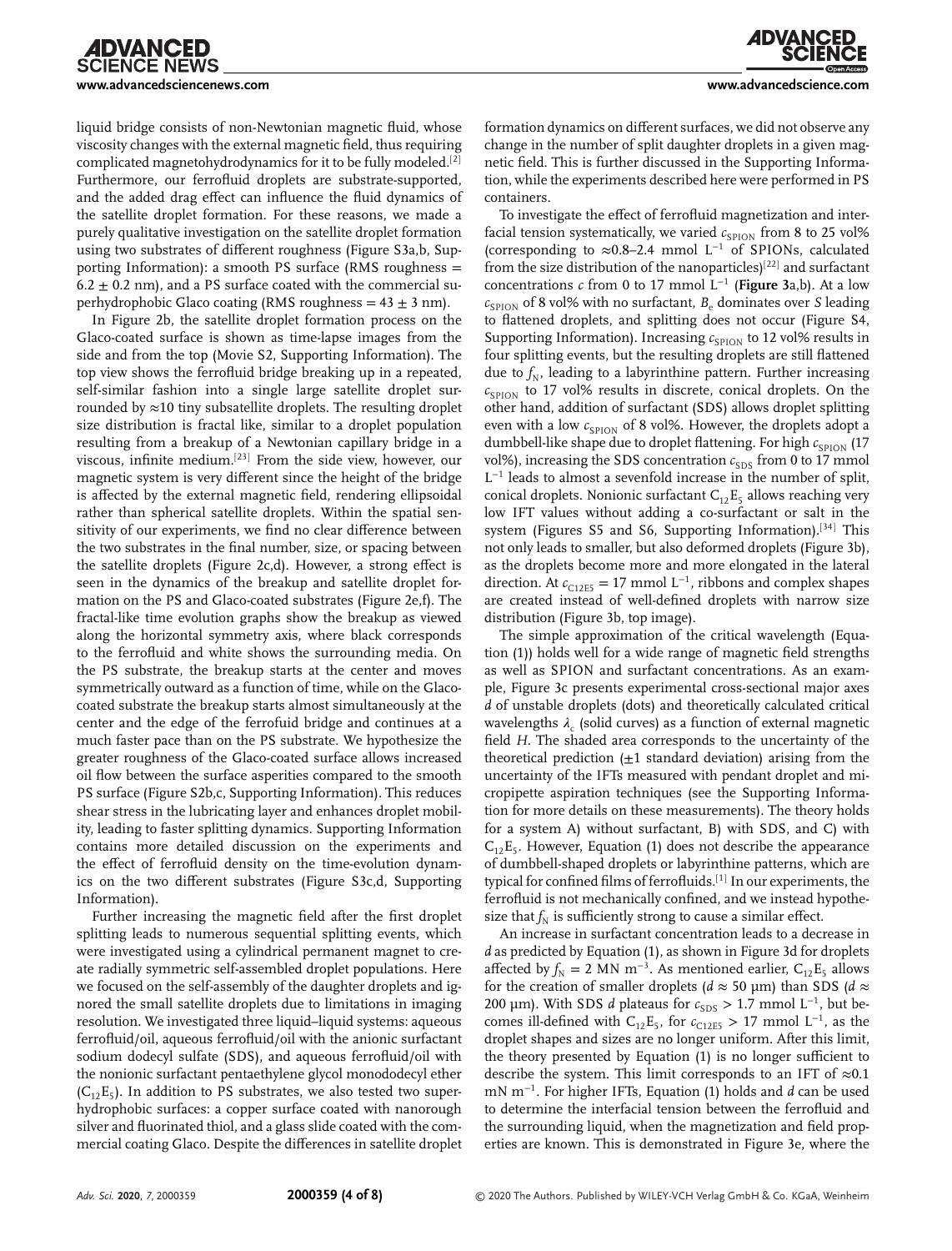liquid bridge consists of non-Newtonian magnetic fluid, whose viscosity changes with the external magnetic field, thus requiring complicated magnetohydrodynamics for it to be fully modeled.[2] Furthermore, our ferrofluid droplets are substrate-supported, and the added drag effect can influence the fluid dynamics of the satellite droplet formation. For these reasons, we made a purely qualitative investigation on the satellite droplet formation using two substrates of different roughness (Figure S3a,b, Supporting Information): a smooth PS surface (RMS roughness = 6.2 ± 0.2 nm), and a PS surface coated with the commercial superhydrophobic Glaco coating (RMS roughness = 43 ± 3 nm).

In Figure 2b, the satellite droplet formation process on the Glaco-coated surface is shown as time-lapse images from the side and from the top (Movie S2, Supporting Information). The top view shows the ferrofluid bridge breaking up in a repeated, self-similar fashion into a single large satellite droplet surrounded by ≈10 tiny subsatellite droplets. The resulting droplet size distribution is fractal like, similar to a droplet population resulting from a breakup of a Newtonian capillary bridge in a viscous, infinite medium.[23] From the side view, however, our magnetic system is very different since the height of the bridge is affected by the external magnetic field, rendering ellipsoidal rather than spherical satellite droplets. Within the spatial sensitivity of our experiments, we find no clear difference between the two substrates in the final number, size, or spacing between the satellite droplets (Figure 2c,d). However, a strong effect is seen in the dynamics of the breakup and satellite droplet formation on the PS and Glaco-coated substrates (Figure 2e,f). The fractal-like time evolution graphs show the breakup as viewed along the horizontal symmetry axis, where black corresponds to the ferrofluid and white shows the surrounding media. On the PS substrate, the breakup starts at the center and moves symmetrically outward as a function of time, while on the Glaco-coated substrate the breakup starts almost simultaneously at the center and the edge of the ferrofuid bridge and continues at a much faster pace than on the PS substrate. We hypothesize the greater roughness of the Glaco-coated surface allows increased oil flow between the surface asperities compared to the smooth PS surface (Figure S2b,c, Supporting Information). This reduces shear stress in the lubricating layer and enhances droplet mobility, leading to faster splitting dynamics. Supporting Information contains more detailed discussion on the experiments and the effect of ferrofluid density on the time-evolution dynamics on the two different substrates (Figure S3c,d, Supporting Information).

Further increasing the magnetic field after the first droplet splitting leads to numerous sequential splitting events, which were investigated using a cylindrical permanent magnet to create radially symmetric self-assembled droplet populations. Here we focused on the self-assembly of the daughter droplets and ignored the small satellite droplets due to limitations in imaging resolution. We investigated three liquid–liquid systems: aqueous ferrofluid/oil, aqueous ferrofluid/oil with the anionic surfactant sodium dodecyl sulfate (SDS), and aqueous ferrofluid/oil with the nonionic surfactant pentaethylene glycol monododecyl ether ($C_{12}E_5$). In addition to PS substrates, we also tested two superhydrophobic surfaces: a copper surface coated with nanorough silver and fluorinated thiol, and a glass slide coated with the commercial coating Glaco. Despite the differences in satellite droplet formation dynamics on different surfaces, we did not observe any change in the number of split daughter droplets in a given magnetic field. This is further discussed in the Supporting Information, while the experiments described here were performed in PS containers.

To investigate the effect of ferrofluid magnetization and interfacial tension systematically, we varied $c_{\mathrm{SPION}}$ from 8 to 25 vol% (corresponding to ≈0.8–2.4 mmol L$^{-1}$ of SPIONs, calculated from the size distribution of the nanoparticles)[22] and surfactant concentrations $c$ from 0 to 17 mmol L$^{-1}$ (**Figure 3**a,b). At a low $c_{\mathrm{SPION}}$ of 8 vol% with no surfactant, $B_e$ dominates over $S$ leading to flattened droplets, and splitting does not occur (Figure S4, Supporting Information). Increasing $c_{\mathrm{SPION}}$ to 12 vol% results in four splitting events, but the resulting droplets are still flattened due to $f_N$, leading to a labyrinthine pattern. Further increasing $c_{\mathrm{SPION}}$ to 17 vol% results in discrete, conical droplets. On the other hand, addition of surfactant (SDS) allows droplet splitting even with a low $c_{\mathrm{SPION}}$ of 8 vol%. However, the droplets adopt a dumbbell-like shape due to droplet flattening. For high $c_{\mathrm{SPION}}$ (17 vol%), increasing the SDS concentration $c_{\mathrm{SDS}}$ from 0 to 17 mmol L$^{-1}$ leads to almost a sevenfold increase in the number of split, conical droplets. Nonionic surfactant $C_{12}E_5$ allows reaching very low IFT values without adding a co-surfactant or salt in the system (Figures S5 and S6, Supporting Information).[34] This not only leads to smaller, but also deformed droplets (Figure 3b), as the droplets become more and more elongated in the lateral direction. At $c_{\mathrm{C12E5}}$ = 17 mmol L$^{-1}$, ribbons and complex shapes are created instead of well-defined droplets with narrow size distribution (Figure 3b, top image).

The simple approximation of the critical wavelength (Equation (1)) holds well for a wide range of magnetic field strengths as well as SPION and surfactant concentrations. As an example, Figure 3c presents experimental cross-sectional major axes $d$ of unstable droplets (dots) and theoretically calculated critical wavelengths $\lambda_c$ (solid curves) as a function of external magnetic field $H$. The shaded area corresponds to the uncertainty of the theoretical prediction (±1 standard deviation) arising from the uncertainty of the IFTs measured with pendant droplet and micropipette aspiration techniques (see the Supporting Information for more details on these measurements). The theory holds for a system A) without surfactant, B) with SDS, and C) with $C_{12}E_5$. However, Equation (1) does not describe the appearance of dumbbell-shaped droplets or labyrinthine patterns, which are typical for confined films of ferrofluids.[1] In our experiments, the ferrofluid is not mechanically confined, and we instead hypothesize that $f_N$ is sufficiently strong to cause a similar effect.

An increase in surfactant concentration leads to a decrease in $d$ as predicted by Equation (1), as shown in Figure 3d for droplets affected by $f_N$ = 2 MN m$^{-3}$. As mentioned earlier, $C_{12}E_5$ allows for the creation of smaller droplets ($d$ ≈ 50 µm) than SDS ($d$ ≈ 200 µm). With SDS $d$ plateaus for $c_{\mathrm{SDS}}$ > 1.7 mmol L$^{-1}$, but becomes ill-defined with $C_{12}E_5$, for $c_{\mathrm{C12E5}}$ > 17 mmol L$^{-1}$, as the droplet shapes and sizes are no longer uniform. After this limit, the theory presented by Equation (1) is no longer sufficient to describe the system. This limit corresponds to an IFT of ≈0.1 mN m$^{-1}$. For higher IFTs, Equation (1) holds and $d$ can be used to determine the interfacial tension between the ferrofluid and the surrounding liquid, when the magnetization and field properties are known. This is demonstrated in Figure 3e, where the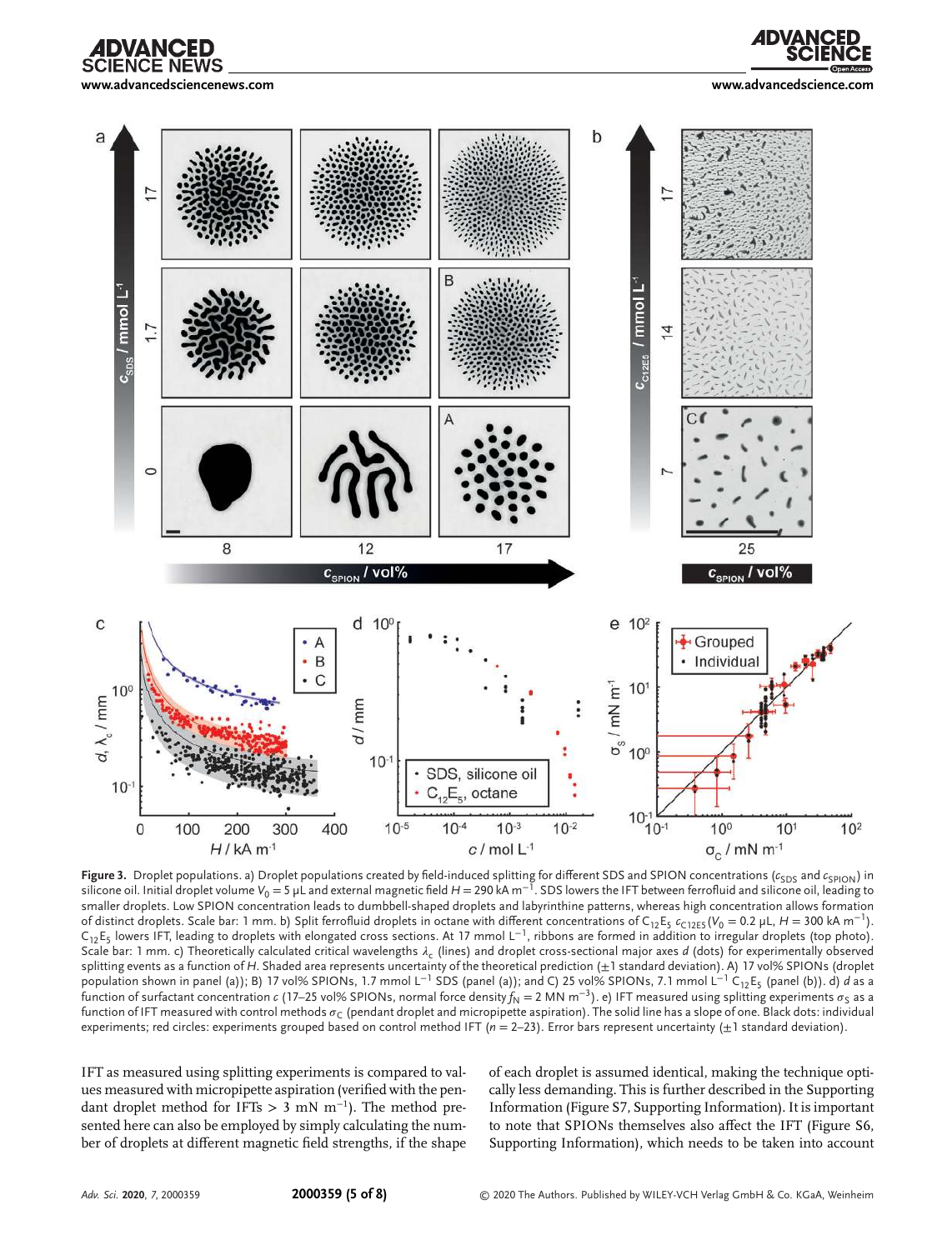**Figure 3.** Droplet populations. a) Droplet populations created by field-induced splitting for different SDS and SPION concentrations ($c_{SDS}$ and $c_{SPION}$) in silicone oil. Initial droplet volume $V_0 = 5$ µL and external magnetic field $H = 290$ kA m$^{-1}$. SDS lowers the IFT between ferrofluid and silicone oil, leading to smaller droplets. Low SPION concentration leads to dumbbell-shaped droplets and labyrinthine patterns, whereas high concentration allows formation of distinct droplets. Scale bar: 1 mm. b) Split ferrofluid droplets in octane with different concentrations of $C_{12}E_5$ $c_{C12E5}$ ($V_0 = 0.2$ µL, $H = 300$ kA m$^{-1}$). $C_{12}E_5$ lowers IFT, leading to droplets with elongated cross sections. At 17 mmol L$^{-1}$, ribbons are formed in addition to irregular droplets (top photo). Scale bar: 1 mm. c) Theoretically calculated critical wavelengths $\lambda_c$ (lines) and droplet cross-sectional major axes $d$ (dots) for experimentally observed splitting events as a function of $H$. Shaded area represents uncertainty of the theoretical prediction (±1 standard deviation). A) 17 vol% SPIONs (droplet population shown in panel (a)); B) 17 vol% SPIONs, 1.7 mmol L$^{-1}$ SDS (panel (a)); and C) 25 vol% SPIONs, 7.1 mmol L$^{-1}$ $C_{12}E_5$ (panel (b)). d) $d$ as a function of surfactant concentration $c$ (17–25 vol% SPIONs, normal force density $f_N = 2$ MN m$^{-3}$). e) IFT measured using splitting experiments $\sigma_S$ as a function of IFT measured with control methods $\sigma_C$ (pendant droplet and micropipette aspiration). The solid line has a slope of one. Black dots: individual experiments; red circles: experiments grouped based on control method IFT ($n = 2$–23). Error bars represent uncertainty (±1 standard deviation).

IFT as measured using splitting experiments is compared to values measured with micropipette aspiration (verified with the pendant droplet method for IFTs > 3 mN m$^{-1}$). The method presented here can also be employed by simply calculating the number of droplets at different magnetic field strengths, if the shape of each droplet is assumed identical, making the technique optically less demanding. This is further described in the Supporting Information (Figure S7, Supporting Information). It is important to note that SPIONs themselves also affect the IFT (Figure S6, Supporting Information), which needs to be taken into account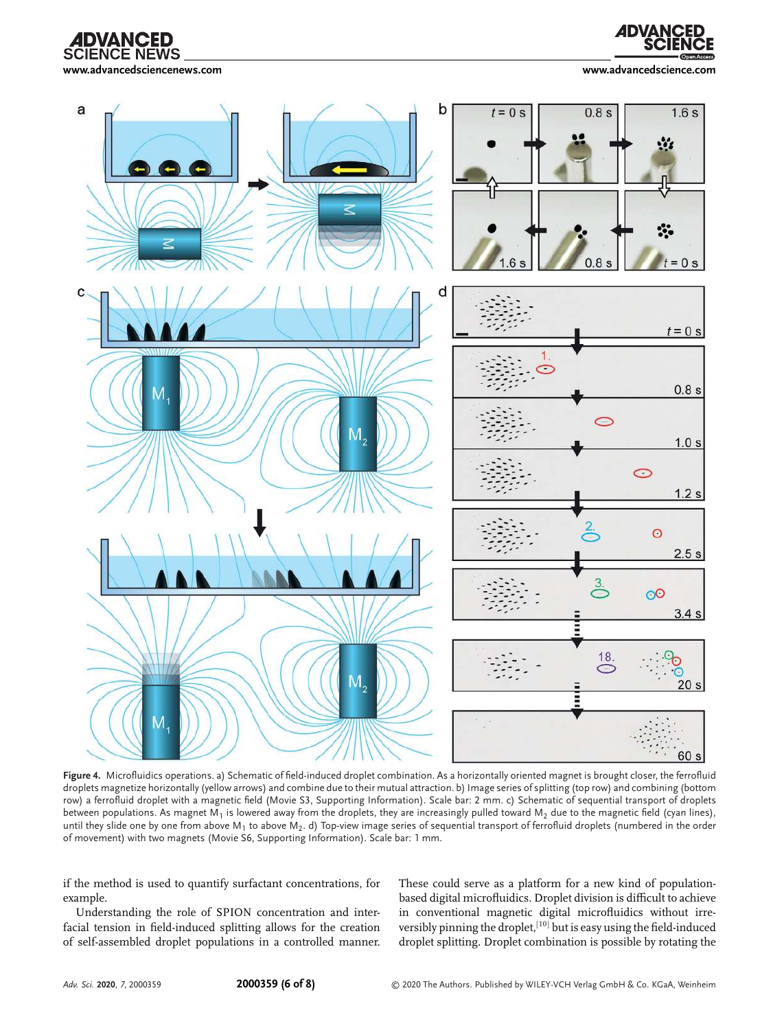**Figure 4.** Microfluidics operations. a) Schematic of field-induced droplet combination. As a horizontally oriented magnet is brought closer, the ferrofluid droplets magnetize horizontally (yellow arrows) and combine due to their mutual attraction. b) Image series of splitting (top row) and combining (bottom row) a ferrofluid droplet with a magnetic field (Movie S3, Supporting Information). Scale bar: 2 mm. c) Schematic of sequential transport of droplets between populations. As magnet $M_1$ is lowered away from the droplets, they are increasingly pulled toward $M_2$ due to the magnetic field (cyan lines), until they slide one by one from above $M_1$ to above $M_2$. d) Top-view image series of sequential transport of ferrofluid droplets (numbered in the order of movement) with two magnets (Movie S6, Supporting Information). Scale bar: 1 mm.

if the method is used to quantify surfactant concentrations, for example.

Understanding the role of SPION concentration and interfacial tension in field-induced splitting allows for the creation of self-assembled droplet populations in a controlled manner. These could serve as a platform for a new kind of population-based digital microfluidics. Droplet division is difficult to achieve in conventional magnetic digital microfluidics without irreversibly pinning the droplet,[10] but is easy using the field-induced droplet splitting. Droplet combination is possible by rotating the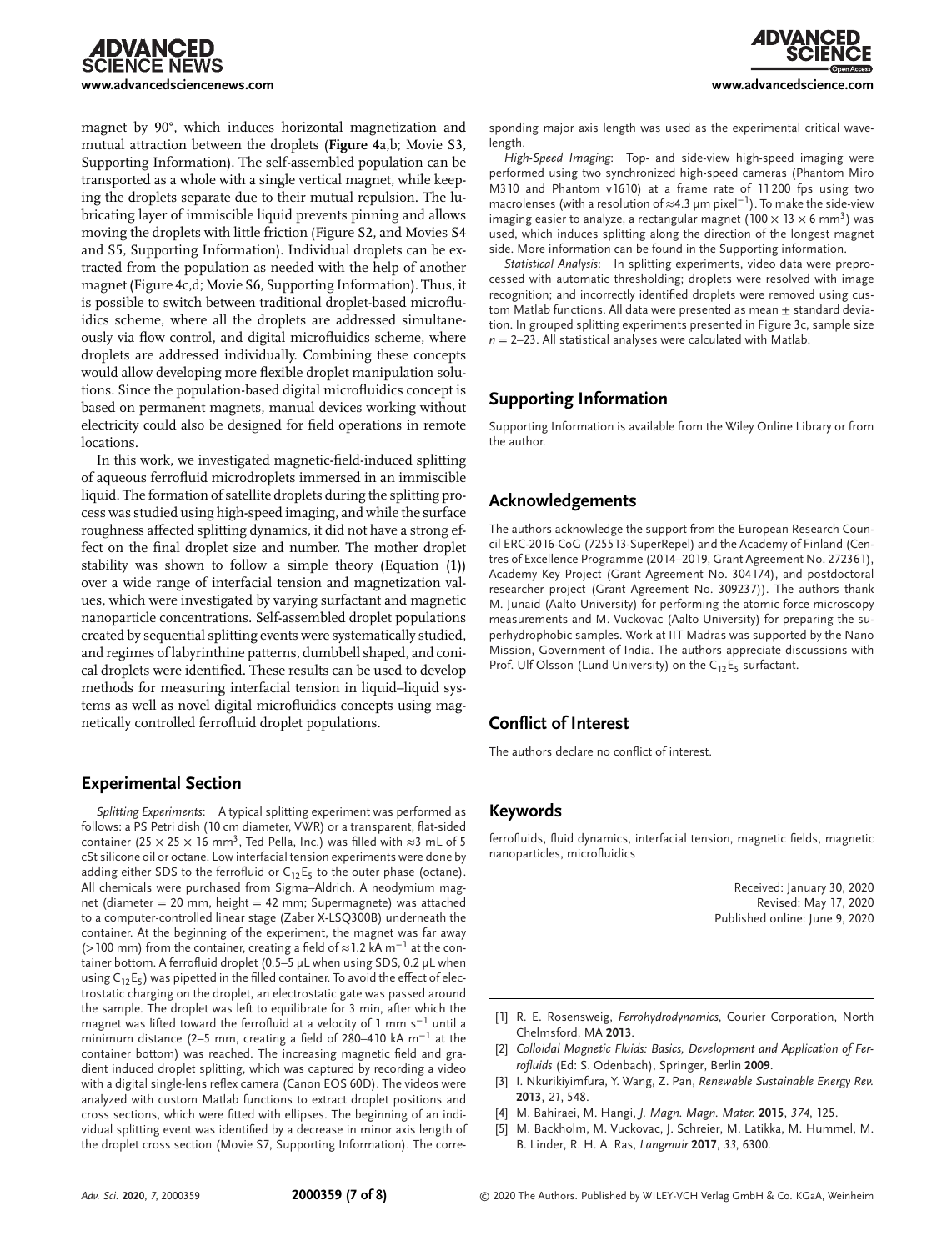magnet by 90°, which induces horizontal magnetization and mutual attraction between the droplets (**Figure 4**a,b; Movie S3, Supporting Information). The self-assembled population can be transported as a whole with a single vertical magnet, while keeping the droplets separate due to their mutual repulsion. The lubricating layer of immiscible liquid prevents pinning and allows moving the droplets with little friction (Figure S2, and Movies S4 and S5, Supporting Information). Individual droplets can be extracted from the population as needed with the help of another magnet (Figure 4c,d; Movie S6, Supporting Information). Thus, it is possible to switch between traditional droplet-based microfluidics scheme, where all the droplets are addressed simultaneously via flow control, and digital microfluidics scheme, where droplets are addressed individually. Combining these concepts would allow developing more flexible droplet manipulation solutions. Since the population-based digital microfluidics concept is based on permanent magnets, manual devices working without electricity could also be designed for field operations in remote locations.

In this work, we investigated magnetic-field-induced splitting of aqueous ferrofluid microdroplets immersed in an immiscible liquid. The formation of satellite droplets during the splitting process was studied using high-speed imaging, and while the surface roughness affected splitting dynamics, it did not have a strong effect on the final droplet size and number. The mother droplet stability was shown to follow a simple theory (Equation (1)) over a wide range of interfacial tension and magnetization values, which were investigated by varying surfactant and magnetic nanoparticle concentrations. Self-assembled droplet populations created by sequential splitting events were systematically studied, and regimes of labyrinthine patterns, dumbbell shaped, and conical droplets were identified. These results can be used to develop methods for measuring interfacial tension in liquid–liquid systems as well as novel digital microfluidics concepts using magnetically controlled ferrofluid droplet populations.

## Experimental Section

*Splitting Experiments*: A typical splitting experiment was performed as follows: a PS Petri dish (10 cm diameter, VWR) or a transparent, flat-sided container (25 × 25 × 16 mm$^3$, Ted Pella, Inc.) was filled with ≈3 mL of 5 cSt silicone oil or octane. Low interfacial tension experiments were done by adding either SDS to the ferrofluid or $C_{12}E_5$ to the outer phase (octane). All chemicals were purchased from Sigma–Aldrich. A neodymium magnet (diameter = 20 mm, height = 42 mm; Supermagnete) was attached to a computer-controlled linear stage (Zaber X-LSQ300B) underneath the container. At the beginning of the experiment, the magnet was far away (>100 mm) from the container, creating a field of ≈1.2 kA m$^{-1}$ at the container bottom. A ferrofluid droplet (0.5–5 µL when using SDS, 0.2 µL when using $C_{12}E_5$) was pipetted in the filled container. To avoid the effect of electrostatic charging on the droplet, an electrostatic gate was passed around the sample. The droplet was left to equilibrate for 3 min, after which the magnet was lifted toward the ferrofluid at a velocity of 1 mm s$^{-1}$ until a minimum distance (2–5 mm, creating a field of 280–410 kA m$^{-1}$ at the container bottom) was reached. The increasing magnetic field and gradient induced droplet splitting, which was captured by recording a video with a digital single-lens reflex camera (Canon EOS 60D). The videos were analyzed with custom Matlab functions to extract droplet positions and cross sections, which were fitted with ellipses. The beginning of an individual splitting event was identified by a decrease in minor axis length of the droplet cross section (Movie S7, Supporting Information). The corresponding major axis length was used as the experimental critical wavelength.

*High-Speed Imaging*: Top- and side-view high-speed imaging were performed using two synchronized high-speed cameras (Phantom Miro M310 and Phantom v1610) at a frame rate of 11 200 fps using two macrolenses (with a resolution of ≈4.3 µm pixel$^{-1}$). To make the side-view imaging easier to analyze, a rectangular magnet (100 × 13 × 6 mm$^3$) was used, which induces splitting along the direction of the longest magnet side. More information can be found in the Supporting information.

*Statistical Analysis*: In splitting experiments, video data were preprocessed with automatic thresholding; droplets were resolved with image recognition; and incorrectly identified droplets were removed using custom Matlab functions. All data were presented as mean ± standard deviation. In grouped splitting experiments presented in Figure 3c, sample size $n$ = 2–23. All statistical analyses were calculated with Matlab.

## Supporting Information

Supporting Information is available from the Wiley Online Library or from the author.

## Acknowledgements

The authors acknowledge the support from the European Research Council ERC-2016-CoG (725513-SuperRepel) and the Academy of Finland (Centres of Excellence Programme (2014–2019, Grant Agreement No. 272361), Academy Key Project (Grant Agreement No. 304174), and postdoctoral researcher project (Grant Agreement No. 309237)). The authors thank M. Junaid (Aalto University) for performing the atomic force microscopy measurements and M. Vuckovac (Aalto University) for preparing the superhydrophobic samples. Work at IIT Madras was supported by the Nano Mission, Government of India. The authors appreciate discussions with Prof. Ulf Olsson (Lund University) on the $C_{12}E_5$ surfactant.

## Conflict of Interest

The authors declare no conflict of interest.

## Keywords

ferrofluids, fluid dynamics, interfacial tension, magnetic fields, magnetic nanoparticles, microfluidics

Received: January 30, 2020
Revised: May 17, 2020
Published online: June 9, 2020

[1] R. E. Rosensweig, *Ferrohydrodynamics*, Courier Corporation, North Chelmsford, MA **2013**.
[2] *Colloidal Magnetic Fluids: Basics, Development and Application of Ferrofluids* (Ed: S. Odenbach), Springer, Berlin **2009**.
[3] I. Nkurikiyimfura, Y. Wang, Z. Pan, *Renewable Sustainable Energy Rev.* **2013**, *21*, 548.
[4] M. Bahiraei, M. Hangi, *J. Magn. Magn. Mater.* **2015**, *374*, 125.
[5] M. Backholm, M. Vuckovac, J. Schreier, M. Latikka, M. Hummel, M. B. Linder, R. H. A. Ras, *Langmuir* **2017**, *33*, 6300.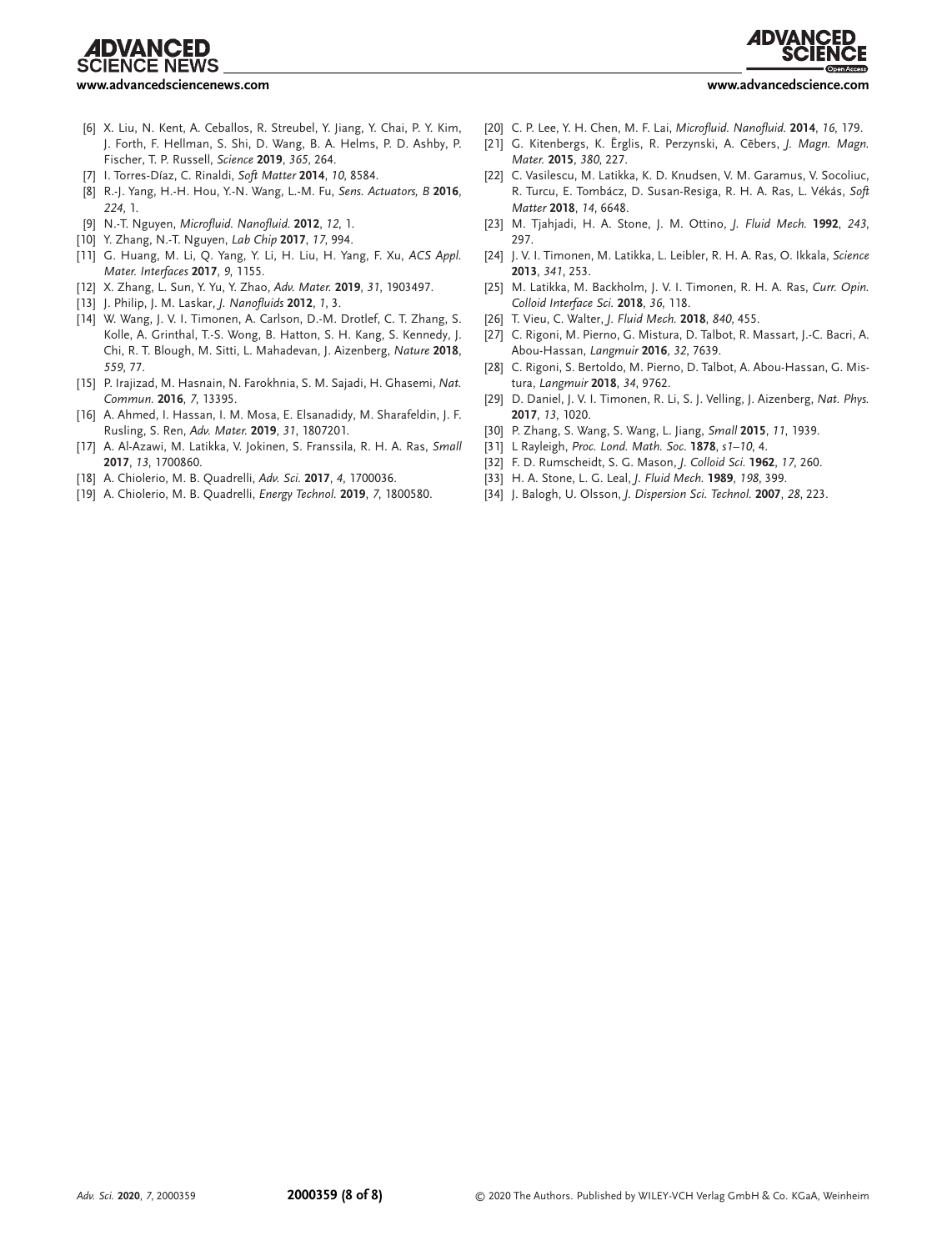[6] X. Liu, N. Kent, A. Ceballos, R. Streubel, Y. Jiang, Y. Chai, P. Y. Kim, J. Forth, F. Hellman, S. Shi, D. Wang, B. A. Helms, P. D. Ashby, P. Fischer, T. P. Russell, *Science* **2019**, *365*, 264.

[7] I. Torres-Díaz, C. Rinaldi, *Soft Matter* **2014**, *10*, 8584.

[8] R.-J. Yang, H.-H. Hou, Y.-N. Wang, L.-M. Fu, *Sens. Actuators, B* **2016**, *224*, 1.

[9] N.-T. Nguyen, *Microfluid. Nanofluid.* **2012**, *12*, 1.

[10] Y. Zhang, N.-T. Nguyen, *Lab Chip* **2017**, *17*, 994.

[11] G. Huang, M. Li, Q. Yang, Y. Li, H. Liu, H. Yang, F. Xu, *ACS Appl. Mater. Interfaces* **2017**, *9*, 1155.

[12] X. Zhang, L. Sun, Y. Yu, Y. Zhao, *Adv. Mater.* **2019**, *31*, 1903497.

[13] J. Philip, J. M. Laskar, *J. Nanofluids* **2012**, *1*, 3.

[14] W. Wang, J. V. I. Timonen, A. Carlson, D.-M. Drotlef, C. T. Zhang, S. Kolle, A. Grinthal, T.-S. Wong, B. Hatton, S. H. Kang, S. Kennedy, J. Chi, R. T. Blough, M. Sitti, L. Mahadevan, J. Aizenberg, *Nature* **2018**, *559*, 77.

[15] P. Irajizad, M. Hasnain, N. Farokhnia, S. M. Sajadi, H. Ghasemi, *Nat. Commun.* **2016**, *7*, 13395.

[16] A. Ahmed, I. Hassan, I. M. Mosa, E. Elsanadidy, M. Sharafeldin, J. F. Rusling, S. Ren, *Adv. Mater.* **2019**, *31*, 1807201.

[17] A. Al-Azawi, M. Latikka, V. Jokinen, S. Franssila, R. H. A. Ras, *Small* **2017**, *13*, 1700860.

[18] A. Chiolerio, M. B. Quadrelli, *Adv. Sci.* **2017**, *4*, 1700036.

[19] A. Chiolerio, M. B. Quadrelli, *Energy Technol.* **2019**, *7*, 1800580.

[20] C. P. Lee, Y. H. Chen, M. F. Lai, *Microfluid. Nanofluid.* **2014**, *16*, 179.

[21] G. Kitenbergs, K. Ērglis, R. Perzynski, A. Cēbers, *J. Magn. Magn. Mater.* **2015**, *380*, 227.

[22] C. Vasilescu, M. Latikka, K. D. Knudsen, V. M. Garamus, V. Socoliuc, R. Turcu, E. Tombácz, D. Susan-Resiga, R. H. A. Ras, L. Vékás, *Soft Matter* **2018**, *14*, 6648.

[23] M. Tjahjadi, H. A. Stone, J. M. Ottino, *J. Fluid Mech.* **1992**, *243*, 297.

[24] J. V. I. Timonen, M. Latikka, L. Leibler, R. H. A. Ras, O. Ikkala, *Science* **2013**, *341*, 253.

[25] M. Latikka, M. Backholm, J. V. I. Timonen, R. H. A. Ras, *Curr. Opin. Colloid Interface Sci.* **2018**, *36*, 118.

[26] T. Vieu, C. Walter, *J. Fluid Mech.* **2018**, *840*, 455.

[27] C. Rigoni, M. Pierno, G. Mistura, D. Talbot, R. Massart, J.-C. Bacri, A. Abou-Hassan, *Langmuir* **2016**, *32*, 7639.

[28] C. Rigoni, S. Bertoldo, M. Pierno, D. Talbot, A. Abou-Hassan, G. Mistura, *Langmuir* **2018**, *34*, 9762.

[29] D. Daniel, J. V. I. Timonen, R. Li, S. J. Velling, J. Aizenberg, *Nat. Phys.* **2017**, *13*, 1020.

[30] P. Zhang, S. Wang, S. Wang, L. Jiang, *Small* **2015**, *11*, 1939.

[31] L Rayleigh, *Proc. Lond. Math. Soc.* **1878**, *s1–10*, 4.

[32] F. D. Rumscheidt, S. G. Mason, *J. Colloid Sci.* **1962**, *17*, 260.

[33] H. A. Stone, L. G. Leal, *J. Fluid Mech.* **1989**, *198*, 399.

[34] J. Balogh, U. Olsson, *J. Dispersion Sci. Technol.* **2007**, *28*, 223.